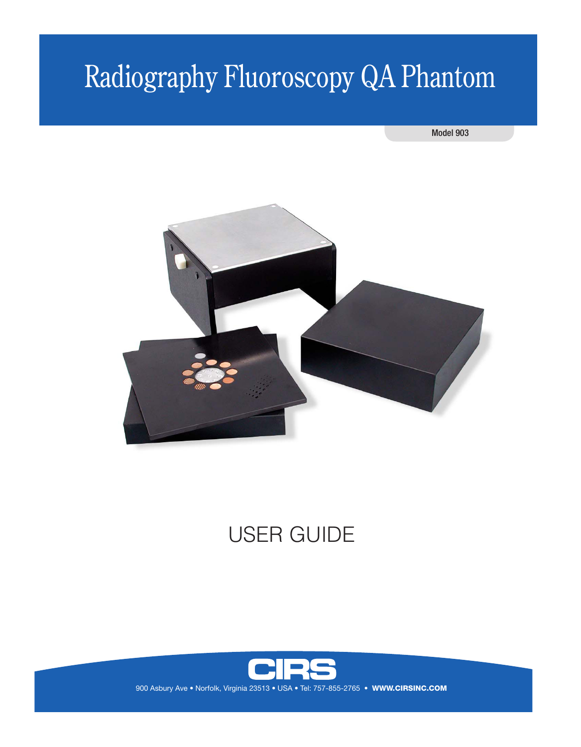# Radiography Fluoroscopy QA Phantom

Model 903

USER GUIDE

CIRS

900 Asbury Ave • Norfolk, Virginia 23513 • USA • Tel: 757-855-2765 • **WWW.CIRSINC.COM**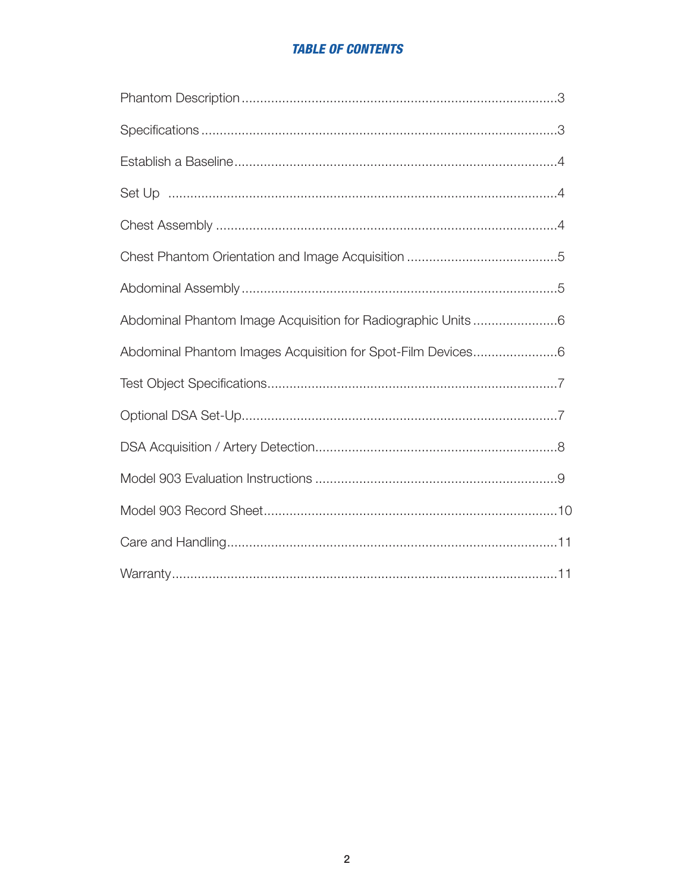# TABLE OF CONTENTS

| | |
|---|---|
| Phantom Description | 3 |
| Specifications | 3 |
| Establish a Baseline | 4 |
| Set Up | 4 |
| Chest Assembly | 4 |
| Chest Phantom Orientation and Image Acquisition | 5 |
| Abdominal Assembly | 5 |
| Abdominal Phantom Image Acquisition for Radiographic Units | 6 |
| Abdominal Phantom Images Acquisition for Spot-Film Devices | 6 |
| Test Object Specifications | 7 |
| Optional DSA Set-Up | 7 |
| DSA Acquisition / Artery Detection | 8 |
| Model 903 Evaluation Instructions | 9 |
| Model 903 Record Sheet | 10 |
| Care and Handling | 11 |
| Warranty | 11 |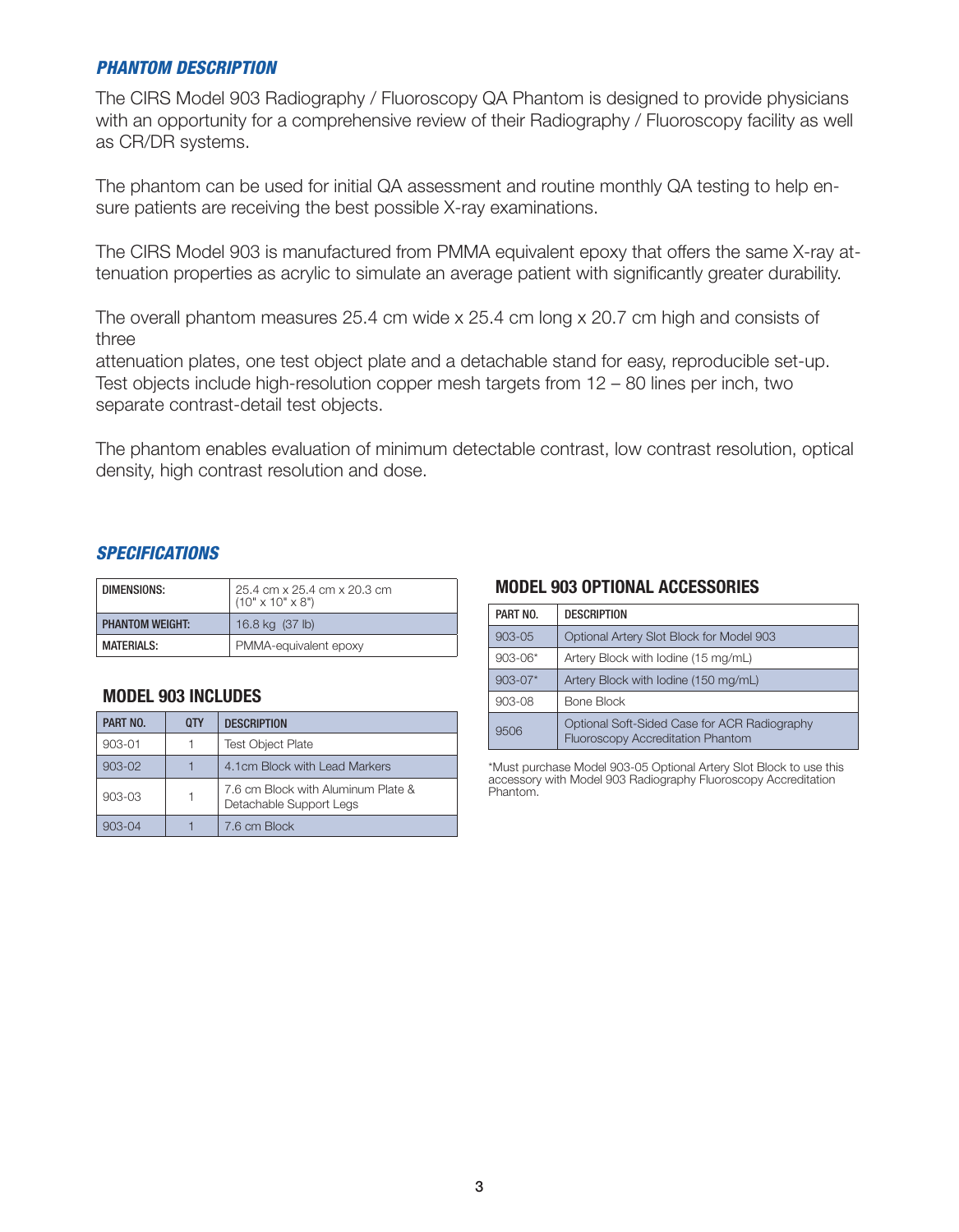## *PHANTOM DESCRIPTION*

The CIRS Model 903 Radiography / Fluoroscopy QA Phantom is designed to provide physicians with an opportunity for a comprehensive review of their Radiography / Fluoroscopy facility as well as CR/DR systems.

The phantom can be used for initial QA assessment and routine monthly QA testing to help ensure patients are receiving the best possible X-ray examinations.

The CIRS Model 903 is manufactured from PMMA equivalent epoxy that offers the same X-ray attenuation properties as acrylic to simulate an average patient with significantly greater durability.

The overall phantom measures 25.4 cm wide x 25.4 cm long x 20.7 cm high and consists of three attenuation plates, one test object plate and a detachable stand for easy, reproducible set-up. Test objects include high-resolution copper mesh targets from 12 – 80 lines per inch, two separate contrast-detail test objects.

The phantom enables evaluation of minimum detectable contrast, low contrast resolution, optical density, high contrast resolution and dose.

## *SPECIFICATIONS*

| | |
|---|---|
| **DIMENSIONS:** | 25.4 cm x 25.4 cm x 20.3 cm (10" x 10" x 8") |
| **PHANTOM WEIGHT:** | 16.8 kg (37 lb) |
| **MATERIALS:** | PMMA-equivalent epoxy |

### MODEL 903 INCLUDES

| PART NO. | QTY | DESCRIPTION |
|---|---|---|
| 903-01 | 1 | Test Object Plate |
| 903-02 | 1 | 4.1cm Block with Lead Markers |
| 903-03 | 1 | 7.6 cm Block with Aluminum Plate & Detachable Support Legs |
| 903-04 | 1 | 7.6 cm Block |

### MODEL 903 OPTIONAL ACCESSORIES

| PART NO. | DESCRIPTION |
|---|---|
| 903-05 | Optional Artery Slot Block for Model 903 |
| 903-06* | Artery Block with Iodine (15 mg/mL) |
| 903-07* | Artery Block with Iodine (150 mg/mL) |
| 903-08 | Bone Block |
| 9506 | Optional Soft-Sided Case for ACR Radiography Fluoroscopy Accreditation Phantom |

*Must purchase Model 903-05 Optional Artery Slot Block to use this accessory with Model 903 Radiography Fluoroscopy Accreditation Phantom.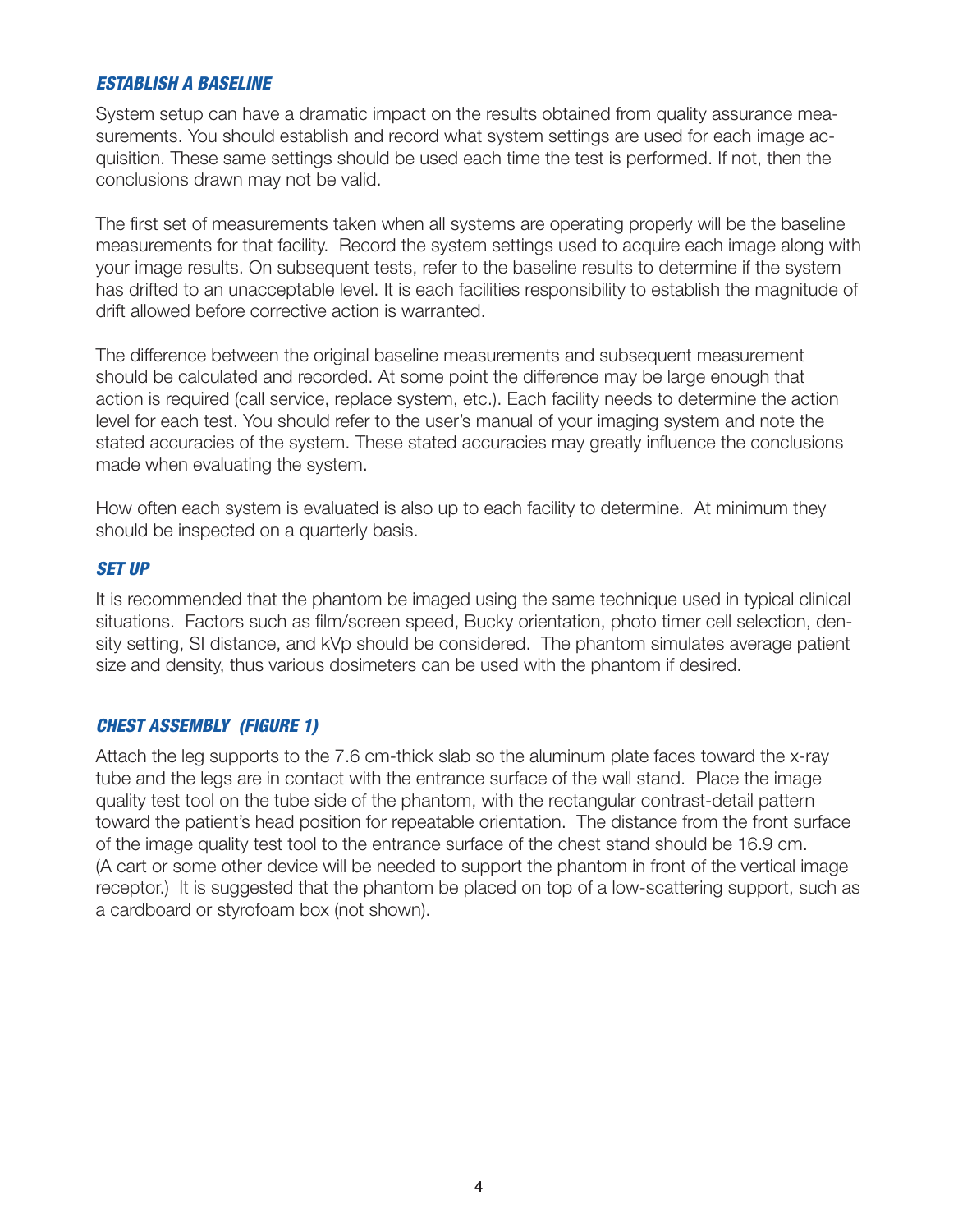### *ESTABLISH A BASELINE*

System setup can have a dramatic impact on the results obtained from quality assurance measurements. You should establish and record what system settings are used for each image acquisition. These same settings should be used each time the test is performed. If not, then the conclusions drawn may not be valid.

The first set of measurements taken when all systems are operating properly will be the baseline measurements for that facility. Record the system settings used to acquire each image along with your image results. On subsequent tests, refer to the baseline results to determine if the system has drifted to an unacceptable level. It is each facilities responsibility to establish the magnitude of drift allowed before corrective action is warranted.

The difference between the original baseline measurements and subsequent measurement should be calculated and recorded. At some point the difference may be large enough that action is required (call service, replace system, etc.). Each facility needs to determine the action level for each test. You should refer to the user's manual of your imaging system and note the stated accuracies of the system. These stated accuracies may greatly influence the conclusions made when evaluating the system.

How often each system is evaluated is also up to each facility to determine. At minimum they should be inspected on a quarterly basis.

### *SET UP*

It is recommended that the phantom be imaged using the same technique used in typical clinical situations. Factors such as film/screen speed, Bucky orientation, photo timer cell selection, density setting, SI distance, and kVp should be considered. The phantom simulates average patient size and density, thus various dosimeters can be used with the phantom if desired.

### *CHEST ASSEMBLY (FIGURE 1)*

Attach the leg supports to the 7.6 cm-thick slab so the aluminum plate faces toward the x-ray tube and the legs are in contact with the entrance surface of the wall stand. Place the image quality test tool on the tube side of the phantom, with the rectangular contrast-detail pattern toward the patient's head position for repeatable orientation. The distance from the front surface of the image quality test tool to the entrance surface of the chest stand should be 16.9 cm. (A cart or some other device will be needed to support the phantom in front of the vertical image receptor.) It is suggested that the phantom be placed on top of a low-scattering support, such as a cardboard or styrofoam box (not shown).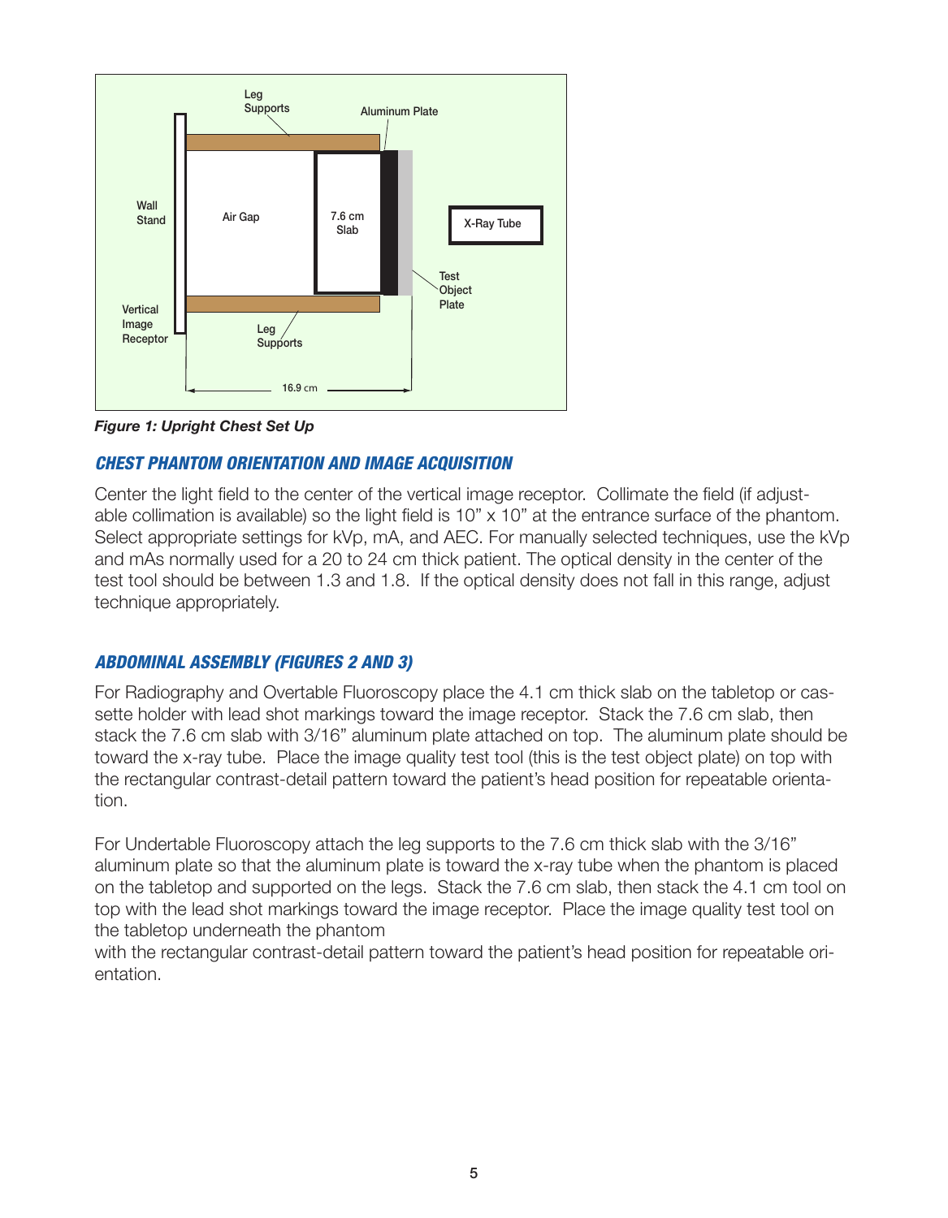Leg Supports

Aluminum Plate

Wall Stand

Air Gap

7.6 cm Slab

X-Ray Tube

Test Object Plate

Vertical Image Receptor

Leg Supports

16.9 cm

***Figure 1: Upright Chest Set Up***

### *CHEST PHANTOM ORIENTATION AND IMAGE ACQUISITION*

Center the light field to the center of the vertical image receptor. Collimate the field (if adjustable collimation is available) so the light field is 10" x 10" at the entrance surface of the phantom. Select appropriate settings for kVp, mA, and AEC. For manually selected techniques, use the kVp and mAs normally used for a 20 to 24 cm thick patient. The optical density in the center of the test tool should be between 1.3 and 1.8. If the optical density does not fall in this range, adjust technique appropriately.

### *ABDOMINAL ASSEMBLY (FIGURES 2 AND 3)*

For Radiography and Overtable Fluoroscopy place the 4.1 cm thick slab on the tabletop or cassette holder with lead shot markings toward the image receptor. Stack the 7.6 cm slab, then stack the 7.6 cm slab with 3/16" aluminum plate attached on top. The aluminum plate should be toward the x-ray tube. Place the image quality test tool (this is the test object plate) on top with the rectangular contrast-detail pattern toward the patient's head position for repeatable orientation.

For Undertable Fluoroscopy attach the leg supports to the 7.6 cm thick slab with the 3/16" aluminum plate so that the aluminum plate is toward the x-ray tube when the phantom is placed on the tabletop and supported on the legs. Stack the 7.6 cm slab, then stack the 4.1 cm tool on top with the lead shot markings toward the image receptor. Place the image quality test tool on the tabletop underneath the phantom
with the rectangular contrast-detail pattern toward the patient's head position for repeatable orientation.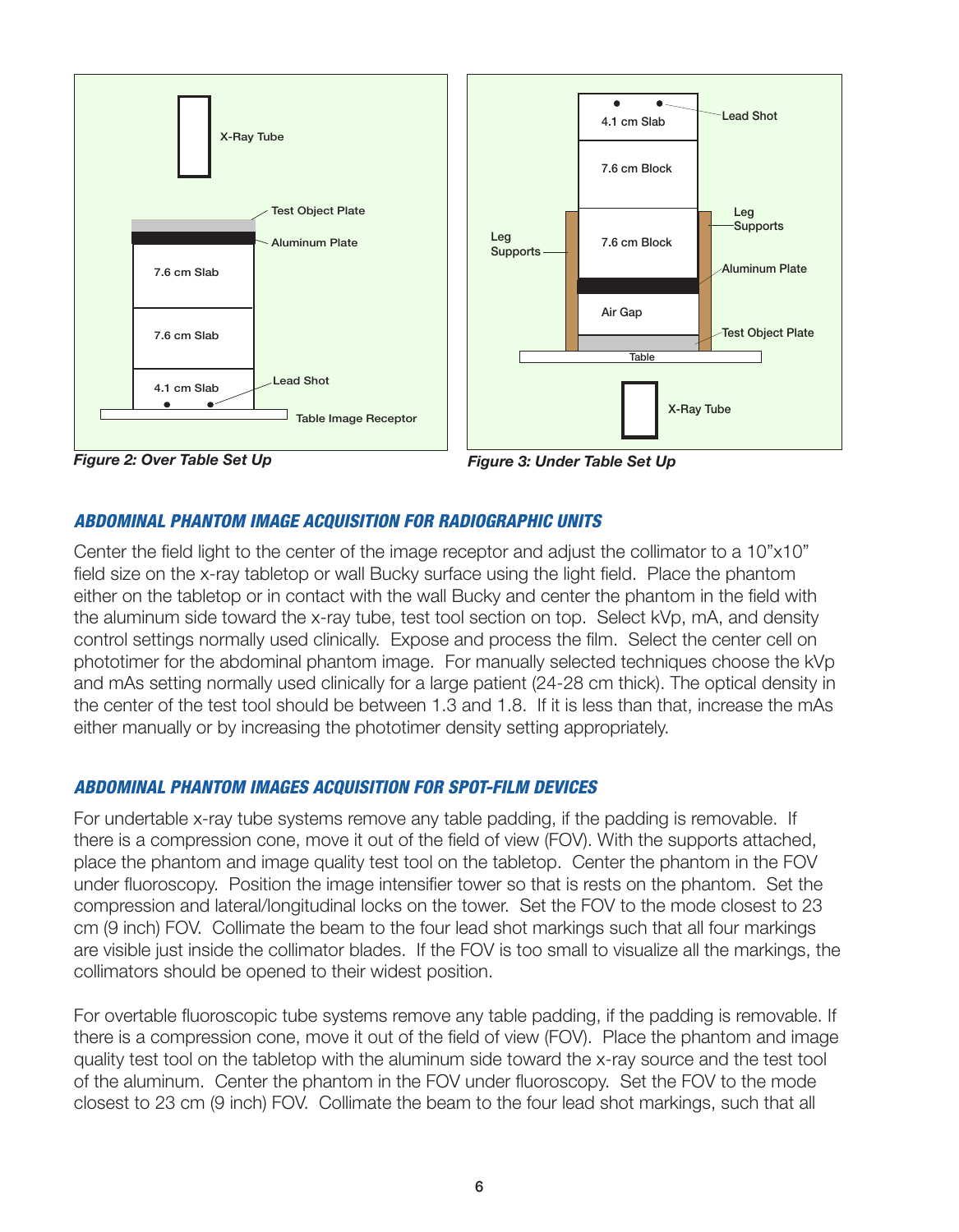X-Ray Tube

Test Object Plate

Aluminum Plate

7.6 cm Slab

7.6 cm Slab

4.1 cm Slab

Lead Shot

Table Image Receptor

*Figure 2: Over Table Set Up*

Lead Shot

4.1 cm Slab

7.6 cm Block

Leg Supports

Leg Supports

7.6 cm Block

Aluminum Plate

Air Gap

Test Object Plate

Table

X-Ray Tube

*Figure 3: Under Table Set Up*

## ABDOMINAL PHANTOM IMAGE ACQUISITION FOR RADIOGRAPHIC UNITS

Center the field light to the center of the image receptor and adjust the collimator to a 10"x10" field size on the x-ray tabletop or wall Bucky surface using the light field. Place the phantom either on the tabletop or in contact with the wall Bucky and center the phantom in the field with the aluminum side toward the x-ray tube, test tool section on top. Select kVp, mA, and density control settings normally used clinically. Expose and process the film. Select the center cell on phototimer for the abdominal phantom image. For manually selected techniques choose the kVp and mAs setting normally used clinically for a large patient (24-28 cm thick). The optical density in the center of the test tool should be between 1.3 and 1.8. If it is less than that, increase the mAs either manually or by increasing the phototimer density setting appropriately.

## ABDOMINAL PHANTOM IMAGES ACQUISITION FOR SPOT-FILM DEVICES

For undertable x-ray tube systems remove any table padding, if the padding is removable. If there is a compression cone, move it out of the field of view (FOV). With the supports attached, place the phantom and image quality test tool on the tabletop. Center the phantom in the FOV under fluoroscopy. Position the image intensifier tower so that is rests on the phantom. Set the compression and lateral/longitudinal locks on the tower. Set the FOV to the mode closest to 23 cm (9 inch) FOV. Collimate the beam to the four lead shot markings such that all four markings are visible just inside the collimator blades. If the FOV is too small to visualize all the markings, the collimators should be opened to their widest position.

For overtable fluoroscopic tube systems remove any table padding, if the padding is removable. If there is a compression cone, move it out of the field of view (FOV). Place the phantom and image quality test tool on the tabletop with the aluminum side toward the x-ray source and the test tool of the aluminum. Center the phantom in the FOV under fluoroscopy. Set the FOV to the mode closest to 23 cm (9 inch) FOV. Collimate the beam to the four lead shot markings, such that all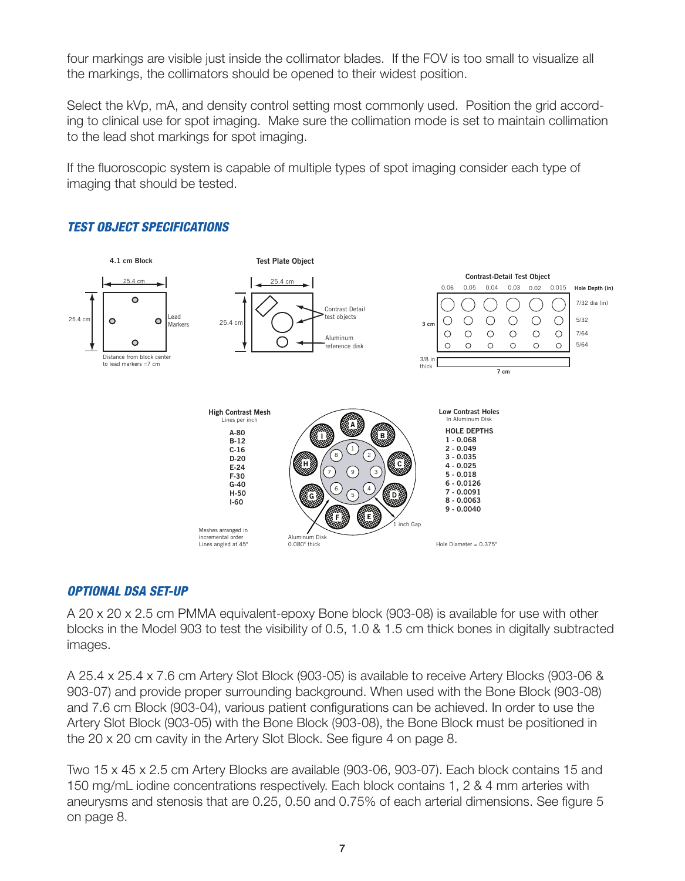four markings are visible just inside the collimator blades. If the FOV is too small to visualize all the markings, the collimators should be opened to their widest position.

Select the kVp, mA, and density control setting most commonly used. Position the grid according to clinical use for spot imaging. Make sure the collimation mode is set to maintain collimation to the lead shot markings for spot imaging.

If the fluoroscopic system is capable of multiple types of spot imaging consider each type of imaging that should be tested.

## TEST OBJECT SPECIFICATIONS

**4.1 cm Block**

25.4 cm

25.4 cm

Lead Markers

Distance from block center to lead markers =7 cm

**Test Plate Object**

25.4 cm

25.4 cm

Contrast Detail test objects

Aluminum reference disk

**Contrast-Detail Test Object**

0.06 0.05 0.04 0.03 0.02 0.015 **Hole Depth (in)**

7/32 dia (in)

5/32

7/64

5/64

**3 cm**

3/8 in thick

**7 cm**

**High Contrast Mesh**

Lines per inch

**A-80**
**B-12**
**C-16**
**D-20**
**E-24**
**F-30**
**G-40**
**H-50**
**I-60**

Meshes arranged in incremental order
Lines angled at 45°

Aluminum Disk
0.080" thick

1 inch Gap

**Low Contrast Holes**

In Aluminum Disk

**HOLE DEPTHS**
**1 - 0.068**
**2 - 0.049**
**3 - 0.035**
**4 - 0.025**
**5 - 0.018**
**6 - 0.0126**
**7 - 0.0091**
**8 - 0.0063**
**9 - 0.0040**

Hole Diameter = 0.375"

## OPTIONAL DSA SET-UP

A 20 x 20 x 2.5 cm PMMA equivalent-epoxy Bone block (903-08) is available for use with other blocks in the Model 903 to test the visibility of 0.5, 1.0 & 1.5 cm thick bones in digitally subtracted images.

A 25.4 x 25.4 x 7.6 cm Artery Slot Block (903-05) is available to receive Artery Blocks (903-06 & 903-07) and provide proper surrounding background. When used with the Bone Block (903-08) and 7.6 cm Block (903-04), various patient configurations can be achieved. In order to use the Artery Slot Block (903-05) with the Bone Block (903-08), the Bone Block must be positioned in the 20 x 20 cm cavity in the Artery Slot Block. See figure 4 on page 8.

Two 15 x 45 x 2.5 cm Artery Blocks are available (903-06, 903-07). Each block contains 15 and 150 mg/mL iodine concentrations respectively. Each block contains 1, 2 & 4 mm arteries with aneurysms and stenosis that are 0.25, 0.50 and 0.75% of each arterial dimensions. See figure 5 on page 8.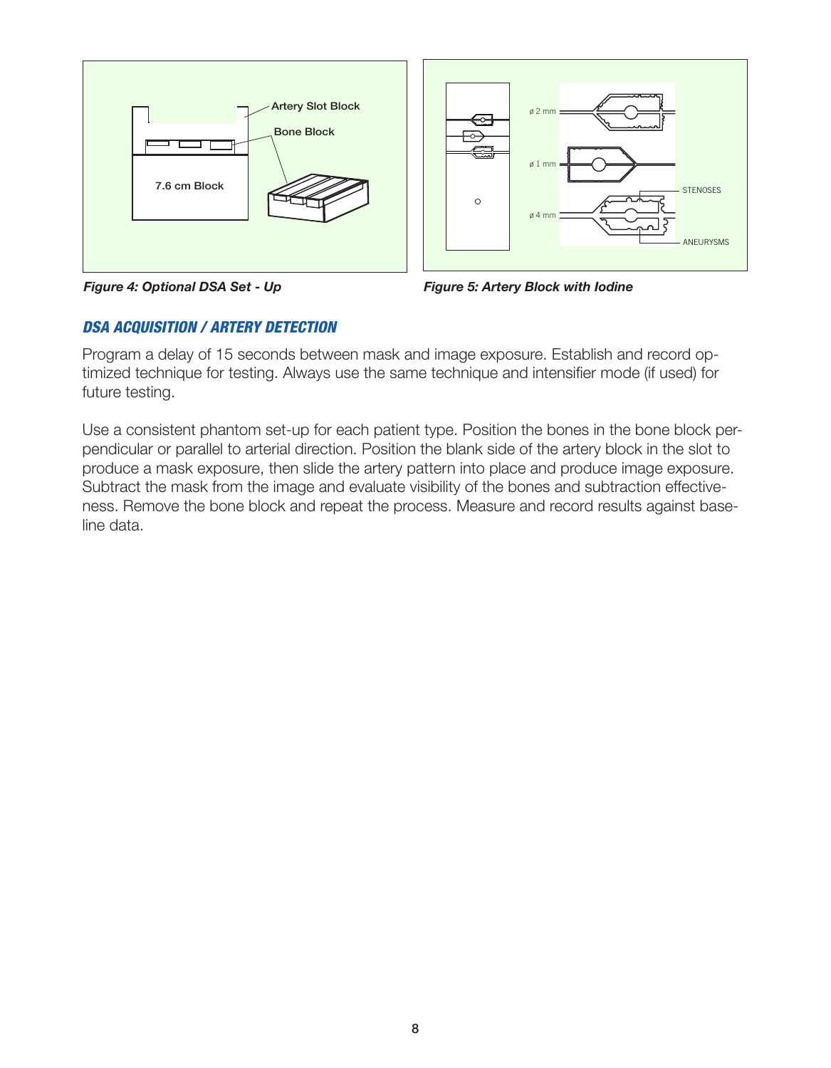Artery Slot Block

Bone Block

7.6 cm Block

*Figure 4: Optional DSA Set - Up*

ø 2 mm

ø 1 mm

ø 4 mm

STENOSES

ANEURYSMS

*Figure 5: Artery Block with Iodine*

### DSA ACQUISITION / ARTERY DETECTION

Program a delay of 15 seconds between mask and image exposure. Establish and record optimized technique for testing. Always use the same technique and intensifier mode (if used) for future testing.

Use a consistent phantom set-up for each patient type. Position the bones in the bone block perpendicular or parallel to arterial direction. Position the blank side of the artery block in the slot to produce a mask exposure, then slide the artery pattern into place and produce image exposure. Subtract the mask from the image and evaluate visibility of the bones and subtraction effectiveness. Remove the bone block and repeat the process. Measure and record results against baseline data.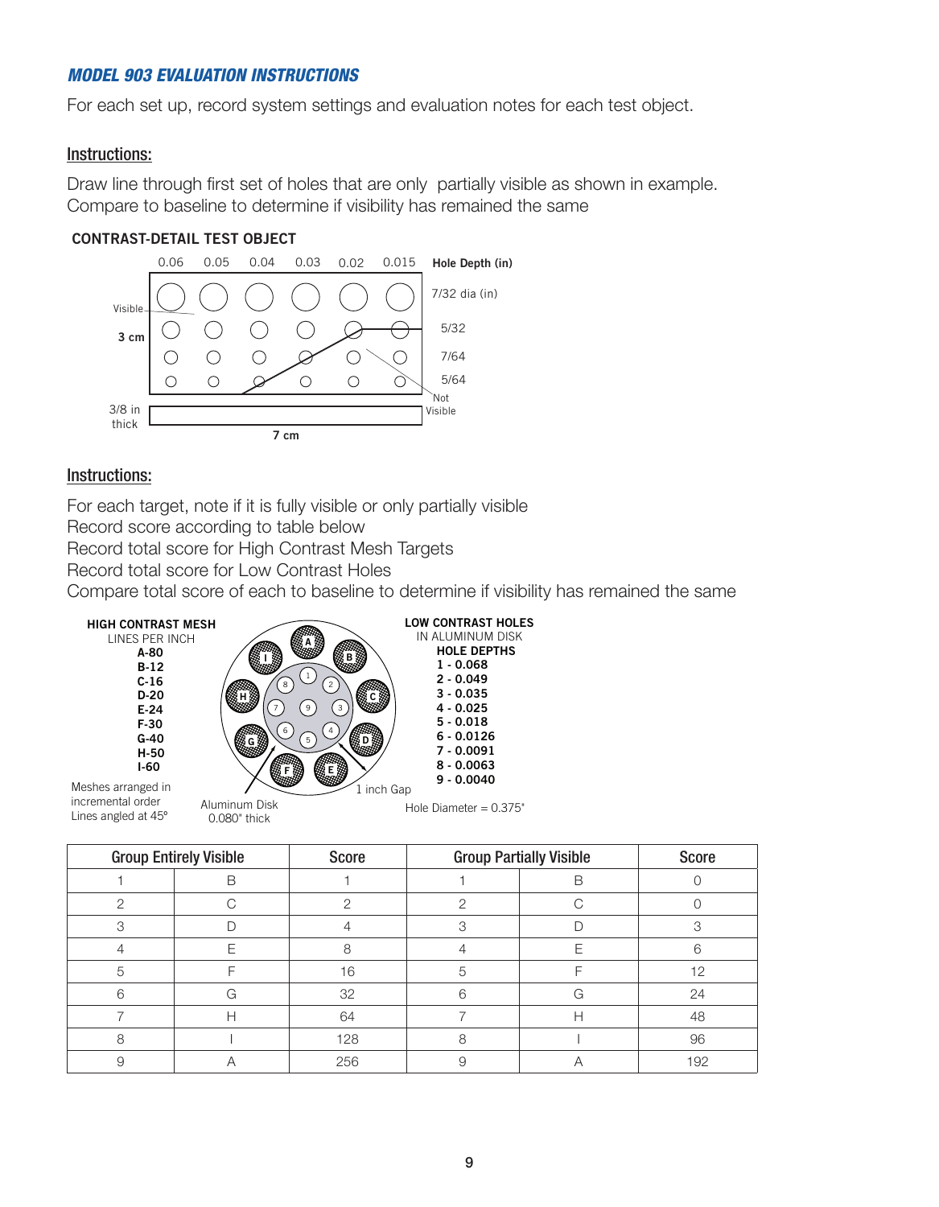## *MODEL 903 EVALUATION INSTRUCTIONS*

For each set up, record system settings and evaluation notes for each test object.

### Instructions:

Draw line through first set of holes that are only partially visible as shown in example. Compare to baseline to determine if visibility has remained the same

**CONTRAST-DETAIL TEST OBJECT**

0.06 0.05 0.04 0.03 0.02 0.015 **Hole Depth (in)**

7/32 dia (in)

5/32

7/64

5/64

Visible

**3 cm**

Not Visible

3/8 in thick

**7 cm**

### Instructions:

For each target, note if it is fully visible or only partially visible
Record score according to table below
Record total score for High Contrast Mesh Targets
Record total score for Low Contrast Holes
Compare total score of each to baseline to determine if visibility has remained the same

**HIGH CONTRAST MESH**
LINES PER INCH
**A-80**
**B-12**
**C-16**
**D-20**
**E-24**
**F-30**
**G-40**
**H-50**
**I-60**

Meshes arranged in incremental order
Lines angled at 45°

Aluminum Disk
0.080" thick

1 inch Gap

**LOW CONTRAST HOLES**
IN ALUMINUM DISK
**HOLE DEPTHS**
**1 - 0.068**
**2 - 0.049**
**3 - 0.035**
**4 - 0.025**
**5 - 0.018**
**6 - 0.0126**
**7 - 0.0091**
**8 - 0.0063**
**9 - 0.0040**

Hole Diameter = 0.375"

| Group Entirely Visible | | Score | Group Partially Visible | | Score |
|---|---|---|---|---|---|
| 1 | B | 1 | 1 | B | 0 |
| 2 | C | 2 | 2 | C | 0 |
| 3 | D | 4 | 3 | D | 3 |
| 4 | E | 8 | 4 | E | 6 |
| 5 | F | 16 | 5 | F | 12 |
| 6 | G | 32 | 6 | G | 24 |
| 7 | H | 64 | 7 | H | 48 |
| 8 | I | 128 | 8 | I | 96 |
| 9 | A | 256 | 9 | A | 192 |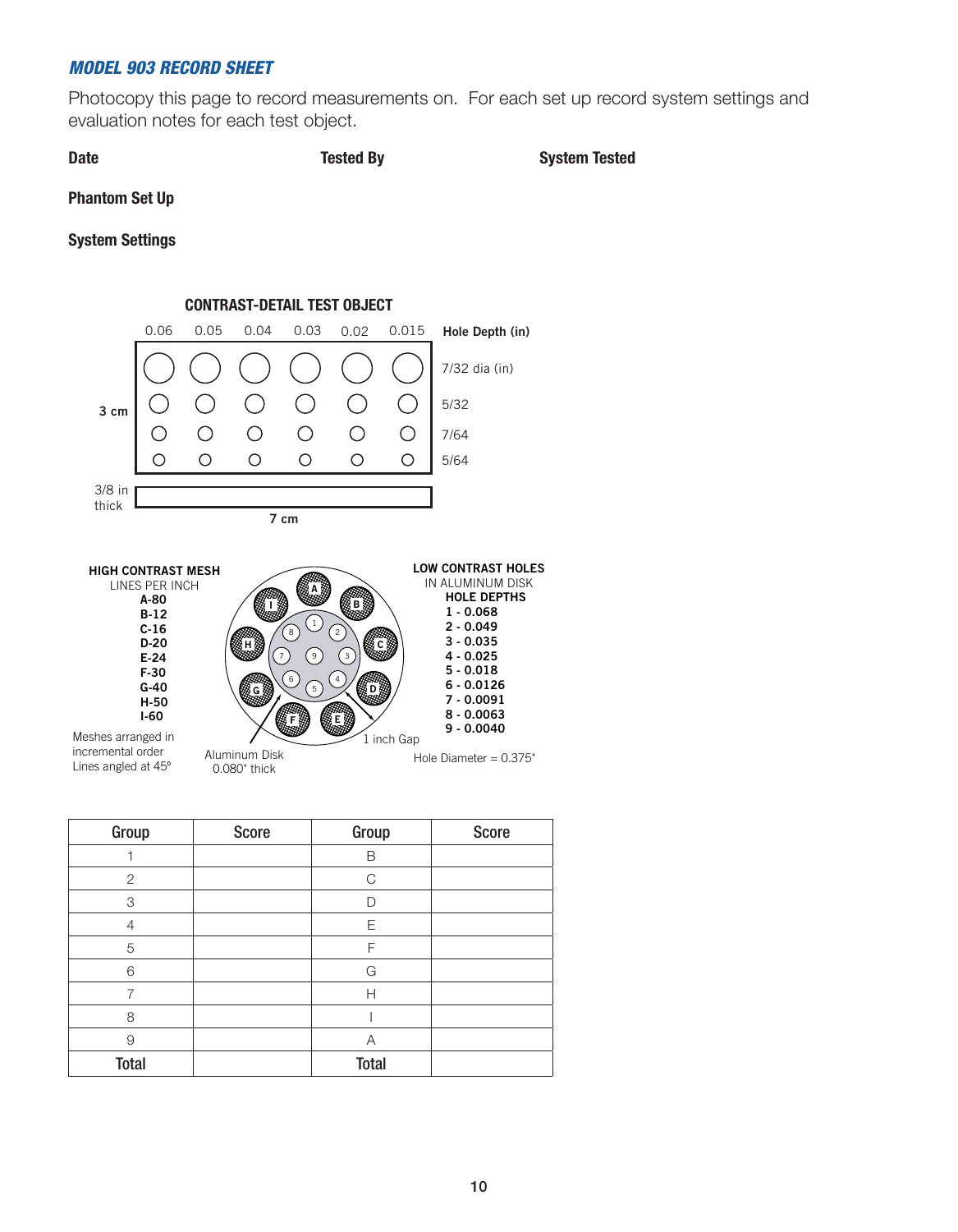## MODEL 903 RECORD SHEET

Photocopy this page to record measurements on. For each set up record system settings and evaluation notes for each test object.

**Date** | **Tested By** | **System Tested**

**Phantom Set Up**

**System Settings**

### CONTRAST-DETAIL TEST OBJECT

Hole Depth (in): 0.06, 0.05, 0.04, 0.03, 0.02, 0.015

Hole diameters: 7/32 dia (in), 5/32, 7/64, 5/64

3 cm

3/8 in thick

7 cm

### HIGH CONTRAST MESH

LINES PER INCH

- A-80
- B-12
- C-16
- D-20
- E-24
- F-30
- G-40
- H-50
- I-60

Meshes arranged in incremental order

Lines angled at 45°

Aluminum Disk 0.080" thick

1 inch Gap

### LOW CONTRAST HOLES

IN ALUMINUM DISK

**HOLE DEPTHS**

- 1 - 0.068
- 2 - 0.049
- 3 - 0.035
- 4 - 0.025
- 5 - 0.018
- 6 - 0.0126
- 7 - 0.0091
- 8 - 0.0063
- 9 - 0.0040

Hole Diameter = 0.375"

| Group | Score | Group | Score |
| --- | --- | --- | --- |
| 1 | | B | |
| 2 | | C | |
| 3 | | D | |
| 4 | | E | |
| 5 | | F | |
| 6 | | G | |
| 7 | | H | |
| 8 | | I | |
| 9 | | A | |
| **Total** | | **Total** | |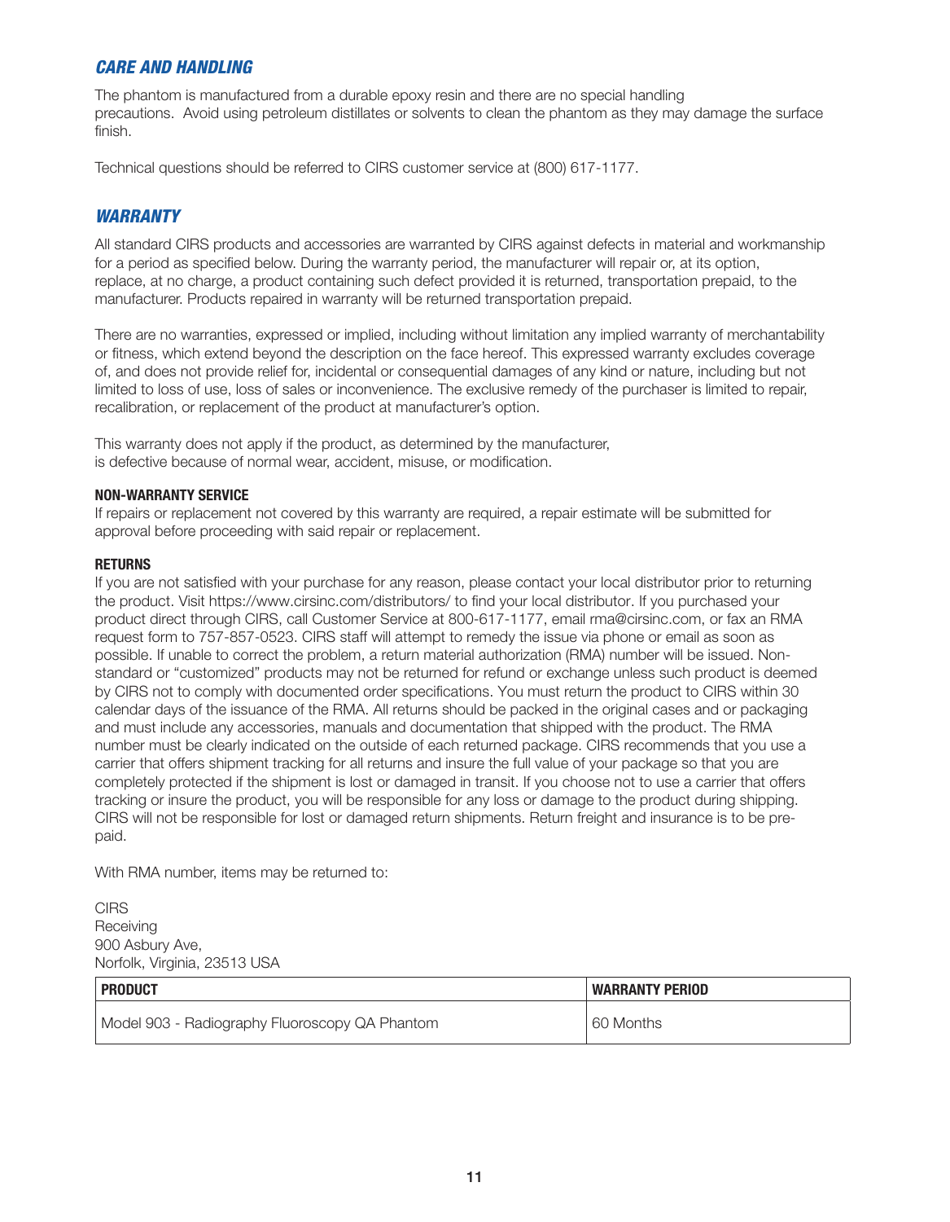## *CARE AND HANDLING*

The phantom is manufactured from a durable epoxy resin and there are no special handling precautions. Avoid using petroleum distillates or solvents to clean the phantom as they may damage the surface finish.

Technical questions should be referred to CIRS customer service at (800) 617-1177.

## *WARRANTY*

All standard CIRS products and accessories are warranted by CIRS against defects in material and workmanship for a period as specified below. During the warranty period, the manufacturer will repair or, at its option, replace, at no charge, a product containing such defect provided it is returned, transportation prepaid, to the manufacturer. Products repaired in warranty will be returned transportation prepaid.

There are no warranties, expressed or implied, including without limitation any implied warranty of merchantability or fitness, which extend beyond the description on the face hereof. This expressed warranty excludes coverage of, and does not provide relief for, incidental or consequential damages of any kind or nature, including but not limited to loss of use, loss of sales or inconvenience. The exclusive remedy of the purchaser is limited to repair, recalibration, or replacement of the product at manufacturer's option.

This warranty does not apply if the product, as determined by the manufacturer, is defective because of normal wear, accident, misuse, or modification.

**NON-WARRANTY SERVICE**

If repairs or replacement not covered by this warranty are required, a repair estimate will be submitted for approval before proceeding with said repair or replacement.

**RETURNS**

If you are not satisfied with your purchase for any reason, please contact your local distributor prior to returning the product. Visit https://www.cirsinc.com/distributors/ to find your local distributor. If you purchased your product direct through CIRS, call Customer Service at 800-617-1177, email rma@cirsinc.com, or fax an RMA request form to 757-857-0523. CIRS staff will attempt to remedy the issue via phone or email as soon as possible. If unable to correct the problem, a return material authorization (RMA) number will be issued. Non-standard or "customized" products may not be returned for refund or exchange unless such product is deemed by CIRS not to comply with documented order specifications. You must return the product to CIRS within 30 calendar days of the issuance of the RMA. All returns should be packed in the original cases and or packaging and must include any accessories, manuals and documentation that shipped with the product. The RMA number must be clearly indicated on the outside of each returned package. CIRS recommends that you use a carrier that offers shipment tracking for all returns and insure the full value of your package so that you are completely protected if the shipment is lost or damaged in transit. If you choose not to use a carrier that offers tracking or insure the product, you will be responsible for any loss or damage to the product during shipping. CIRS will not be responsible for lost or damaged return shipments. Return freight and insurance is to be pre-paid.

With RMA number, items may be returned to:

CIRS  
Receiving  
900 Asbury Ave,  
Norfolk, Virginia, 23513 USA

| PRODUCT | WARRANTY PERIOD |
|---|---|
| Model 903 - Radiography Fluoroscopy QA Phantom | 60 Months |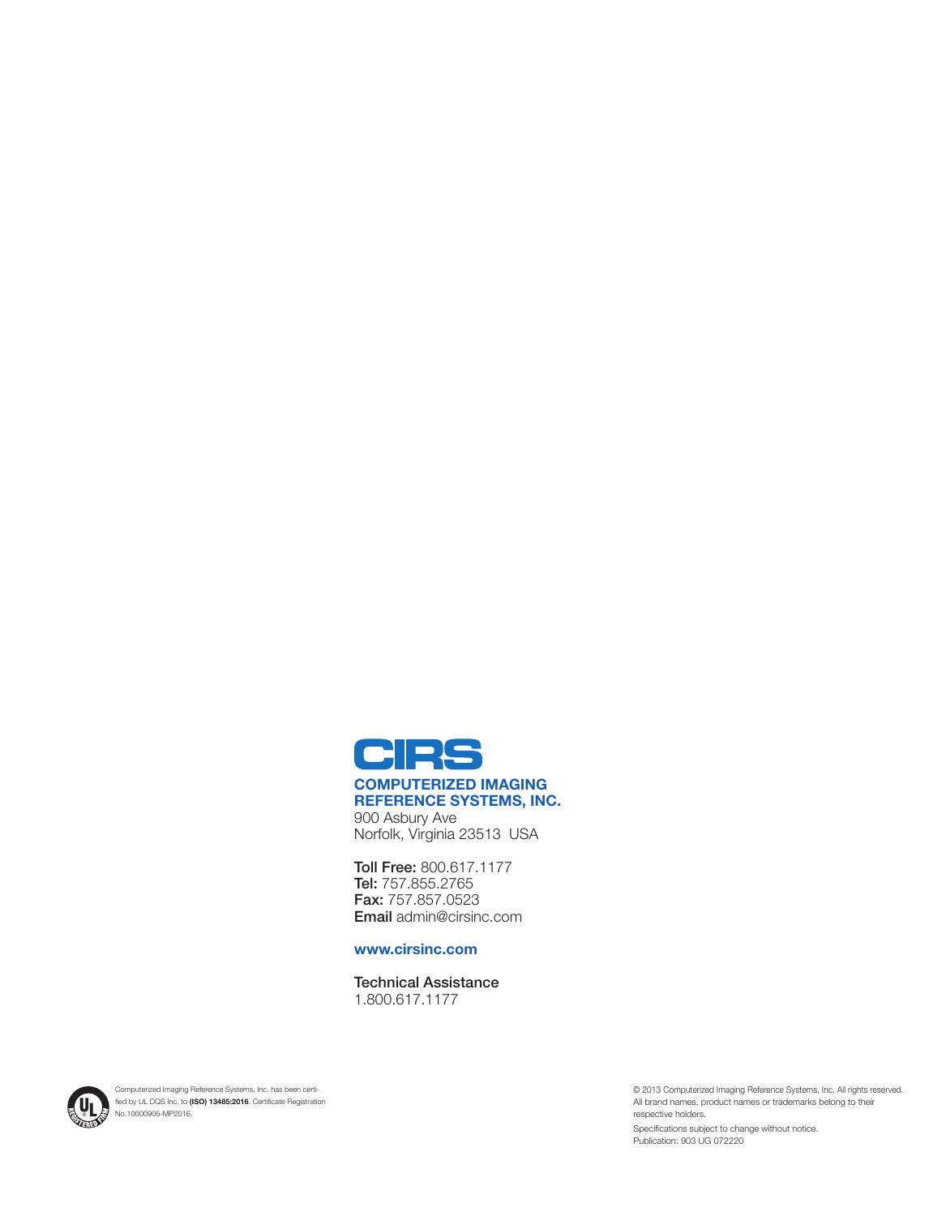CIRS

**COMPUTERIZED IMAGING REFERENCE SYSTEMS, INC.**

900 Asbury Ave
Norfolk, Virginia 23513 USA

**Toll Free:** 800.617.1177
**Tel:** 757.855.2765
**Fax:** 757.857.0523
**Email** admin@cirsinc.com

**www.cirsinc.com**

**Technical Assistance**
1.800.617.1177

Computerized Imaging Reference Systems, Inc. has been certified by UL DQS Inc. to **(ISO) 13485:2016**. Certificate Registration No.10000905-MP2016.

© 2013 Computerized Imaging Reference Systems, Inc. All rights reserved. All brand names, product names or trademarks belong to their respective holders.

Specifications subject to change without notice.
Publication: 903 UG 072220